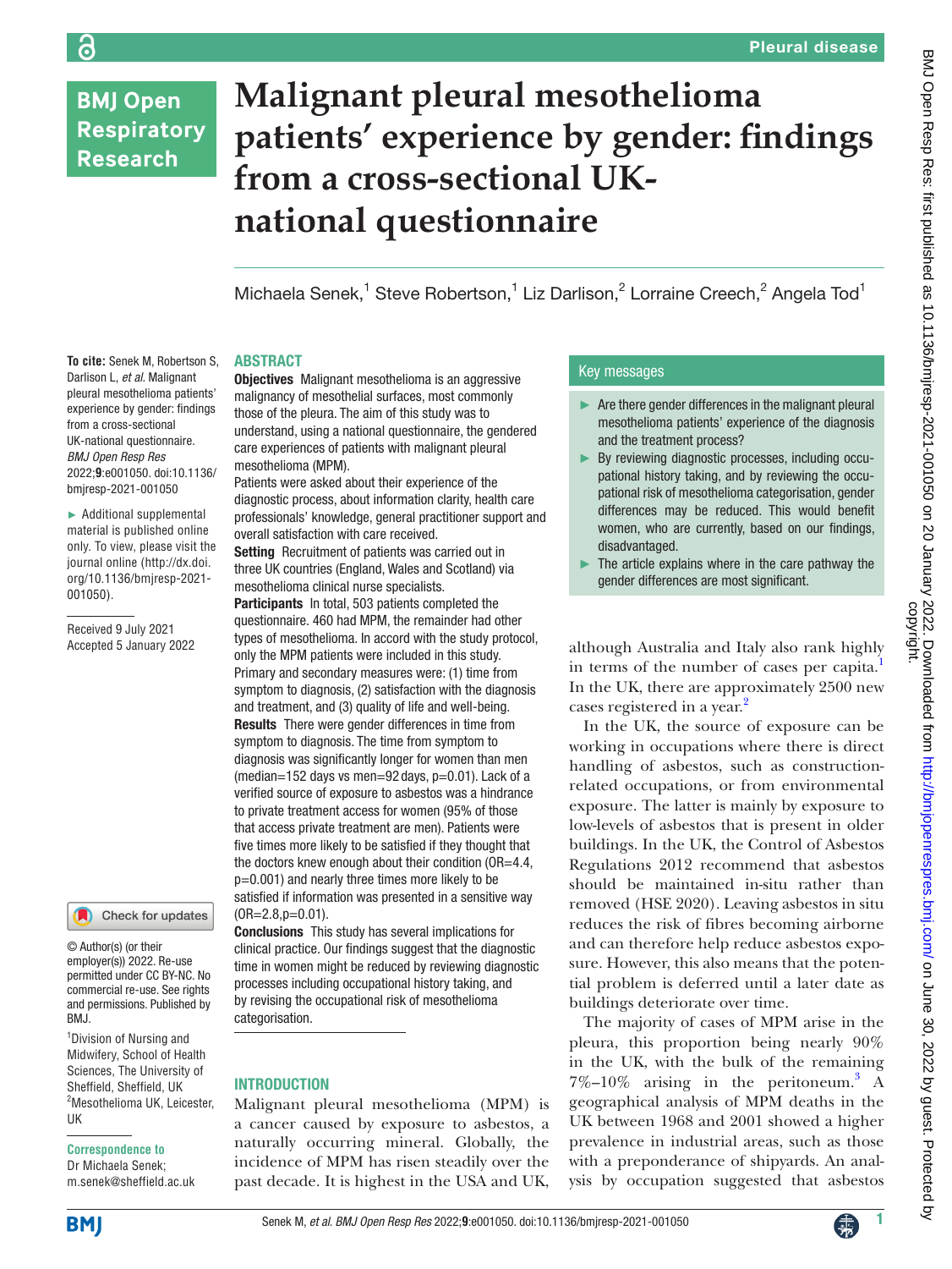# Malignant pleural mesothelioma patients' experience by gender: findings from a cross-sectional UK-national questionnaire

Michaela Senek,[1] Steve Robertson,[1] Liz Darlison,[2] Lorraine Creech,[2] Angela Tod[1]

**To cite:** Senek M, Robertson S, Darlison L, *et al.* Malignant pleural mesothelioma patients' experience by gender: findings from a cross-sectional UK-national questionnaire. *BMJ Open Resp Res* 2022;**9**:e001050. doi:10.1136/bmjresp-2021-001050

► Additional supplemental material is published online only. To view, please visit the journal online (http://dx.doi.org/10.1136/bmjresp-2021-001050).

Received 9 July 2021
Accepted 5 January 2022

© Author(s) (or their employer(s)) 2022. Re-use permitted under CC BY-NC. No commercial re-use. See rights and permissions. Published by BMJ.

[1]Division of Nursing and Midwifery, School of Health Sciences, The University of Sheffield, Sheffield, UK
[2]Mesothelioma UK, Leicester, UK

**Correspondence to**
Dr Michaela Senek;
m.senek@sheffield.ac.uk

## ABSTRACT

**Objectives** Malignant mesothelioma is an aggressive malignancy of mesothelial surfaces, most commonly those of the pleura. The aim of this study was to understand, using a national questionnaire, the gendered care experiences of patients with malignant pleural mesothelioma (MPM).

Patients were asked about their experience of the diagnostic process, about information clarity, health care professionals' knowledge, general practitioner support and overall satisfaction with care received.

**Setting** Recruitment of patients was carried out in three UK countries (England, Wales and Scotland) via mesothelioma clinical nurse specialists.

**Participants** In total, 503 patients completed the questionnaire. 460 had MPM, the remainder had other types of mesothelioma. In accord with the study protocol, only the MPM patients were included in this study. Primary and secondary measures were: (1) time from symptom to diagnosis, (2) satisfaction with the diagnosis and treatment, and (3) quality of life and well-being.

**Results** There were gender differences in time from symptom to diagnosis. The time from symptom to diagnosis was significantly longer for women than men (median=152 days vs men=92 days, p=0.01). Lack of a verified source of exposure to asbestos was a hindrance to private treatment access for women (95% of those that access private treatment are men). Patients were five times more likely to be satisfied if they thought that the doctors knew enough about their condition (OR=4.4, p=0.001) and nearly three times more likely to be satisfied if information was presented in a sensitive way (OR=2.8, p=0.01).

**Conclusions** This study has several implications for clinical practice. Our findings suggest that the diagnostic time in women might be reduced by reviewing diagnostic processes including occupational history taking, and by revising the occupational risk of mesothelioma categorisation.

## Key messages

- Are there gender differences in the malignant pleural mesothelioma patients' experience of the diagnosis and the treatment process?
- By reviewing diagnostic processes, including occupational history taking, and by reviewing the occupational risk of mesothelioma categorisation, gender differences may be reduced. This would benefit women, who are currently, based on our findings, disadvantaged.
- The article explains where in the care pathway the gender differences are most significant.

## INTRODUCTION

Malignant pleural mesothelioma (MPM) is a cancer caused by exposure to asbestos, a naturally occurring mineral. Globally, the incidence of MPM has risen steadily over the past decade. It is highest in the USA and UK, although Australia and Italy also rank highly in terms of the number of cases per capita.[1] In the UK, there are approximately 2500 new cases registered in a year.[2]

In the UK, the source of exposure can be working in occupations where there is direct handling of asbestos, such as construction-related occupations, or from environmental exposure. The latter is mainly by exposure to low-levels of asbestos that is present in older buildings. In the UK, the Control of Asbestos Regulations 2012 recommend that asbestos should be maintained in-situ rather than removed (HSE 2020). Leaving asbestos in situ reduces the risk of fibres becoming airborne and can therefore help reduce asbestos exposure. However, this also means that the potential problem is deferred until a later date as buildings deteriorate over time.

The majority of cases of MPM arise in the pleura, this proportion being nearly 90% in the UK, with the bulk of the remaining 7%–10% arising in the peritoneum.[3] A geographical analysis of MPM deaths in the UK between 1968 and 2001 showed a higher prevalence in industrial areas, such as those with a preponderance of shipyards. An analysis by occupation suggested that asbestos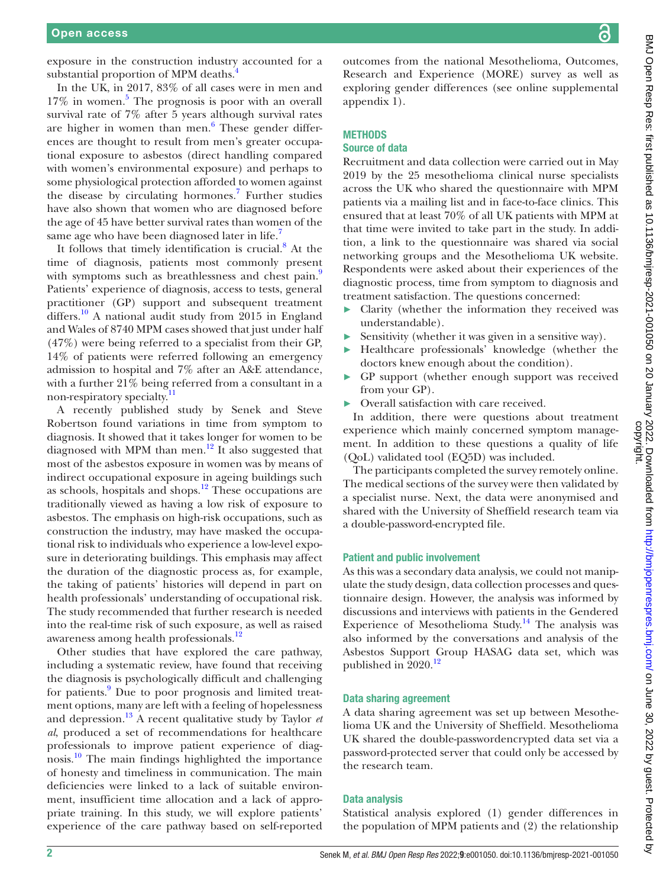exposure in the construction industry accounted for a substantial proportion of MPM deaths.[4]

In the UK, in 2017, 83% of all cases were in men and 17% in women.[5] The prognosis is poor with an overall survival rate of 7% after 5 years although survival rates are higher in women than men.[6] These gender differences are thought to result from men's greater occupational exposure to asbestos (direct handling compared with women's environmental exposure) and perhaps to some physiological protection afforded to women against the disease by circulating hormones.[7] Further studies have also shown that women who are diagnosed before the age of 45 have better survival rates than women of the same age who have been diagnosed later in life.[7]

It follows that timely identification is crucial.[8] At the time of diagnosis, patients most commonly present with symptoms such as breathlessness and chest pain.[9] Patients' experience of diagnosis, access to tests, general practitioner (GP) support and subsequent treatment differs.[10] A national audit study from 2015 in England and Wales of 8740 MPM cases showed that just under half (47%) were being referred to a specialist from their GP, 14% of patients were referred following an emergency admission to hospital and 7% after an A&E attendance, with a further 21% being referred from a consultant in a non-respiratory specialty.[11]

A recently published study by Senek and Steve Robertson found variations in time from symptom to diagnosis. It showed that it takes longer for women to be diagnosed with MPM than men.[12] It also suggested that most of the asbestos exposure in women was by means of indirect occupational exposure in ageing buildings such as schools, hospitals and shops.[12] These occupations are traditionally viewed as having a low risk of exposure to asbestos. The emphasis on high-risk occupations, such as construction the industry, may have masked the occupational risk to individuals who experience a low-level exposure in deteriorating buildings. This emphasis may affect the duration of the diagnostic process as, for example, the taking of patients' histories will depend in part on health professionals' understanding of occupational risk. The study recommended that further research is needed into the real-time risk of such exposure, as well as raised awareness among health professionals.[12]

Other studies that have explored the care pathway, including a systematic review, have found that receiving the diagnosis is psychologically difficult and challenging for patients.[9] Due to poor prognosis and limited treatment options, many are left with a feeling of hopelessness and depression.[13] A recent qualitative study by Taylor *et al*, produced a set of recommendations for healthcare professionals to improve patient experience of diagnosis.[10] The main findings highlighted the importance of honesty and timeliness in communication. The main deficiencies were linked to a lack of suitable environment, insufficient time allocation and a lack of appropriate training. In this study, we will explore patients' experience of the care pathway based on self-reported outcomes from the national Mesothelioma, Outcomes, Research and Experience (MORE) survey as well as exploring gender differences (see online supplemental appendix 1).

## METHODS

### Source of data

Recruitment and data collection were carried out in May 2019 by the 25 mesothelioma clinical nurse specialists across the UK who shared the questionnaire with MPM patients via a mailing list and in face-to-face clinics. This ensured that at least 70% of all UK patients with MPM at that time were invited to take part in the study. In addition, a link to the questionnaire was shared via social networking groups and the Mesothelioma UK website. Respondents were asked about their experiences of the diagnostic process, time from symptom to diagnosis and treatment satisfaction. The questions concerned:

- Clarity (whether the information they received was understandable).
- Sensitivity (whether it was given in a sensitive way).
- Healthcare professionals' knowledge (whether the doctors knew enough about the condition).
- GP support (whether enough support was received from your GP).
- Overall satisfaction with care received.

In addition, there were questions about treatment experience which mainly concerned symptom management. In addition to these questions a quality of life (QoL) validated tool (EQ5D) was included.

The participants completed the survey remotely online. The medical sections of the survey were then validated by a specialist nurse. Next, the data were anonymised and shared with the University of Sheffield research team via a double-password-encrypted file.

### Patient and public involvement

As this was a secondary data analysis, we could not manipulate the study design, data collection processes and questionnaire design. However, the analysis was informed by discussions and interviews with patients in the Gendered Experience of Mesothelioma Study.[14] The analysis was also informed by the conversations and analysis of the Asbestos Support Group HASAG data set, which was published in 2020.[12]

### Data sharing agreement

A data sharing agreement was set up between Mesothelioma UK and the University of Sheffield. Mesothelioma UK shared the double-passwordencrypted data set via a password-protected server that could only be accessed by the research team.

### Data analysis

Statistical analysis explored (1) gender differences in the population of MPM patients and (2) the relationship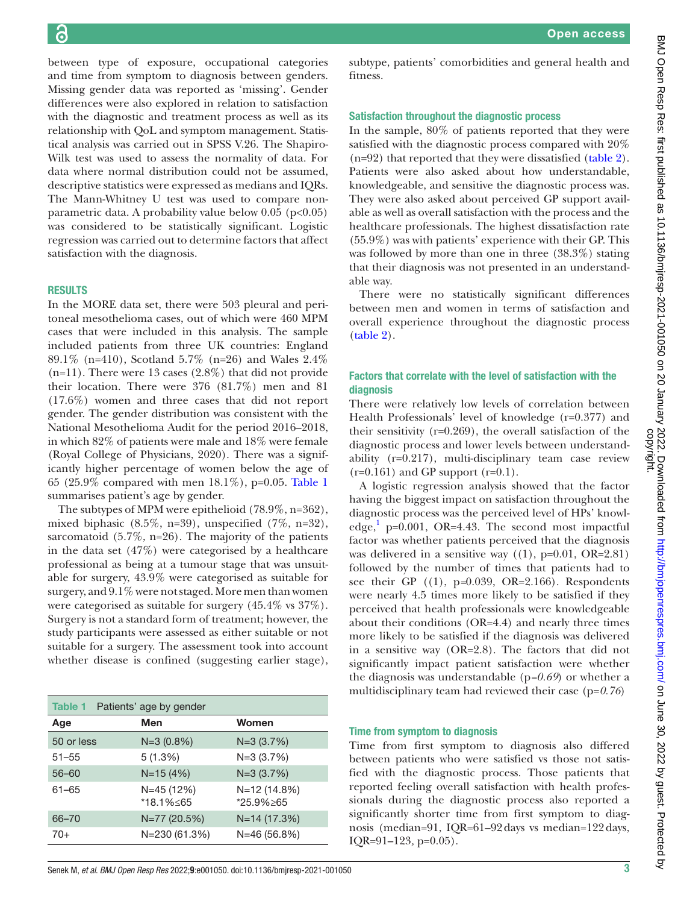between type of exposure, occupational categories and time from symptom to diagnosis between genders. Missing gender data was reported as 'missing'. Gender differences were also explored in relation to satisfaction with the diagnostic and treatment process as well as its relationship with QoL and symptom management. Statistical analysis was carried out in SPSS V.26. The Shapiro-Wilk test was used to assess the normality of data. For data where normal distribution could not be assumed, descriptive statistics were expressed as medians and IQRs. The Mann-Whitney U test was used to compare non-parametric data. A probability value below 0.05 ($p<0.05$) was considered to be statistically significant. Logistic regression was carried out to determine factors that affect satisfaction with the diagnosis.

## RESULTS

In the MORE data set, there were 503 pleural and peritoneal mesothelioma cases, out of which were 460 MPM cases that were included in this analysis. The sample included patients from three UK countries: England 89.1% (n=410), Scotland 5.7% (n=26) and Wales 2.4% (n=11). There were 13 cases (2.8%) that did not provide their location. There were 376 (81.7%) men and 81 (17.6%) women and three cases that did not report gender. The gender distribution was consistent with the National Mesothelioma Audit for the period 2016–2018, in which 82% of patients were male and 18% were female (Royal College of Physicians, 2020). There was a significantly higher percentage of women below the age of 65 (25.9% compared with men 18.1%), p=0.05. Table 1 summarises patient's age by gender.

The subtypes of MPM were epithelioid (78.9%, n=362), mixed biphasic (8.5%, n=39), unspecified (7%, n=32), sarcomatoid (5.7%, n=26). The majority of the patients in the data set (47%) were categorised by a healthcare professional as being at a tumour stage that was unsuitable for surgery, 43.9% were categorised as suitable for surgery, and 9.1% were not staged. More men than women were categorised as suitable for surgery (45.4% vs 37%). Surgery is not a standard form of treatment; however, the study participants were assessed as either suitable or not suitable for a surgery. The assessment took into account whether disease is confined (suggesting earlier stage), subtype, patients' comorbidities and general health and fitness.

**Table 1** Patients' age by gender

| Age | Men | Women |
|---|---|---|
| 50 or less | N=3 (0.8%) | N=3 (3.7%) |
| 51–55 | 5 (1.3%) | N=3 (3.7%) |
| 56–60 | N=15 (4%) | N=3 (3.7%) |
| 61–65 | N=45 (12%) *18.1%≤65 | N=12 (14.8%) *25.9%≥65 |
| 66–70 | N=77 (20.5%) | N=14 (17.3%) |
| 70+ | N=230 (61.3%) | N=46 (56.8%) |

### Satisfaction throughout the diagnostic process

In the sample, 80% of patients reported that they were satisfied with the diagnostic process compared with 20% (n=92) that reported that they were dissatisfied (table 2). Patients were also asked about how understandable, knowledgeable, and sensitive the diagnostic process was. They were also asked about perceived GP support available as well as overall satisfaction with the process and the healthcare professionals. The highest dissatisfaction rate (55.9%) was with patients' experience with their GP. This was followed by more than one in three (38.3%) stating that their diagnosis was not presented in an understandable way.

There were no statistically significant differences between men and women in terms of satisfaction and overall experience throughout the diagnostic process (table 2).

### Factors that correlate with the level of satisfaction with the diagnosis

There were relatively low levels of correlation between Health Professionals' level of knowledge (r=0.377) and their sensitivity (r=0.269), the overall satisfaction of the diagnostic process and lower levels between understandability (r=0.217), multi-disciplinary team case review (r=0.161) and GP support (r=0.1).

A logistic regression analysis showed that the factor having the biggest impact on satisfaction throughout the diagnostic process was the perceived level of HPs' knowledge,[1] p=0.001, OR=4.43. The second most impactful factor was whether patients perceived that the diagnosis was delivered in a sensitive way ((1), p=0.01, OR=2.81) followed by the number of times that patients had to see their GP ((1), p=0.039, OR=2.166). Respondents were nearly 4.5 times more likely to be satisfied if they perceived that health professionals were knowledgeable about their conditions (OR=4.4) and nearly three times more likely to be satisfied if the diagnosis was delivered in a sensitive way (OR=2.8). The factors that did not significantly impact patient satisfaction were whether the diagnosis was understandable (p=*0.69*) or whether a multidisciplinary team had reviewed their case (p=*0.76*)

### Time from symptom to diagnosis

Time from first symptom to diagnosis also differed between patients who were satisfied vs those not satisfied with the diagnostic process. Those patients that reported feeling overall satisfaction with health professionals during the diagnostic process also reported a significantly shorter time from first symptom to diagnosis (median=91, IQR=61–92 days vs median=122 days, IQR=91–123, p=0.05).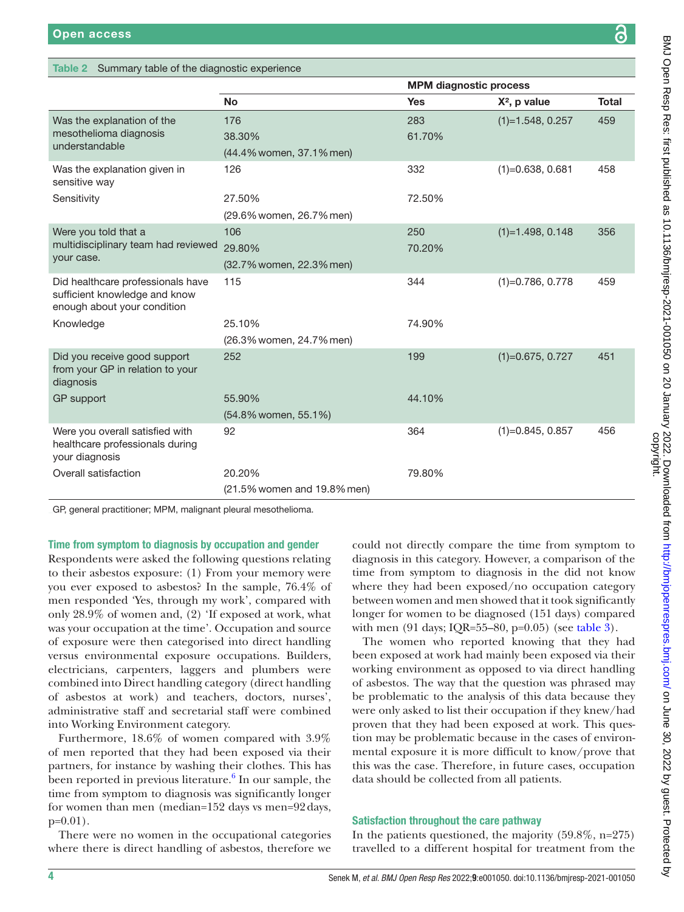Table 2 Summary table of the diagnostic experience

| | MPM diagnostic process | | | |
|---|---|---|---|---|
| | **No** | **Yes** | **$X^2$, p value** | **Total** |
| Was the explanation of the mesothelioma diagnosis understandable | 176 | 283 | (1)=1.548, 0.257 | 459 |
| | 38.30% | 61.70% | | |
| | (44.4% women, 37.1% men) | | | |
| Was the explanation given in sensitive way | 126 | 332 | (1)=0.638, 0.681 | 458 |
| Sensitivity | 27.50% | 72.50% | | |
| | (29.6% women, 26.7% men) | | | |
| Were you told that a multidisciplinary team had reviewed your case. | 106 | 250 | (1)=1.498, 0.148 | 356 |
| | 29.80% | 70.20% | | |
| | (32.7% women, 22.3% men) | | | |
| Did healthcare professionals have sufficient knowledge and know enough about your condition | 115 | 344 | (1)=0.786, 0.778 | 459 |
| Knowledge | 25.10% | 74.90% | | |
| | (26.3% women, 24.7% men) | | | |
| Did you receive good support from your GP in relation to your diagnosis | 252 | 199 | (1)=0.675, 0.727 | 451 |
| GP support | 55.90% | 44.10% | | |
| | (54.8% women, 55.1%) | | | |
| Were you overall satisfied with healthcare professionals during your diagnosis | 92 | 364 | (1)=0.845, 0.857 | 456 |
| Overall satisfaction | 20.20% | 79.80% | | |
| | (21.5% women and 19.8% men) | | | |

GP, general practitioner; MPM, malignant pleural mesothelioma.

### Time from symptom to diagnosis by occupation and gender

Respondents were asked the following questions relating to their asbestos exposure: (1) From your memory were you ever exposed to asbestos? In the sample, 76.4% of men responded 'Yes, through my work', compared with only 28.9% of women and, (2) 'If exposed at work, what was your occupation at the time'. Occupation and source of exposure were then categorised into direct handling versus environmental exposure occupations. Builders, electricians, carpenters, laggers and plumbers were combined into Direct handling category (direct handling of asbestos at work) and teachers, doctors, nurses', administrative staff and secretarial staff were combined into Working Environment category.

Furthermore, 18.6% of women compared with 3.9% of men reported that they had been exposed via their partners, for instance by washing their clothes. This has been reported in previous literature.[6] In our sample, the time from symptom to diagnosis was significantly longer for women than men (median=152 days vs men=92 days, p=0.01).

There were no women in the occupational categories where there is direct handling of asbestos, therefore we could not directly compare the time from symptom to diagnosis in this category. However, a comparison of the time from symptom to diagnosis in the did not know where they had been exposed/no occupation category between women and men showed that it took significantly longer for women to be diagnosed (151 days) compared with men (91 days; IQR=55–80, p=0.05) (see table 3).

The women who reported knowing that they had been exposed at work had mainly been exposed via their working environment as opposed to via direct handling of asbestos. The way that the question was phrased may be problematic to the analysis of this data because they were only asked to list their occupation if they knew/had proven that they had been exposed at work. This question may be problematic because in the cases of environmental exposure it is more difficult to know/prove that this was the case. Therefore, in future cases, occupation data should be collected from all patients.

### Satisfaction throughout the care pathway

In the patients questioned, the majority (59.8%, n=275) travelled to a different hospital for treatment from the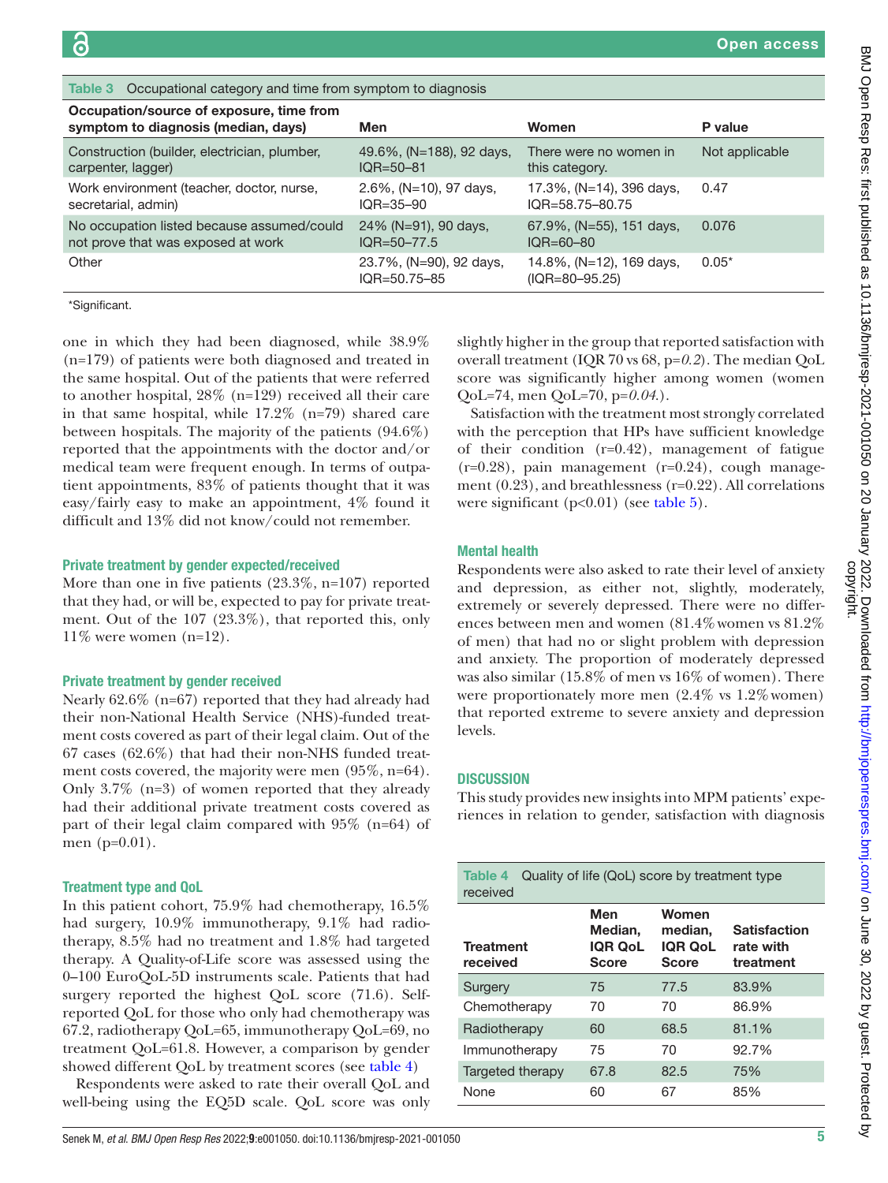Table 3 Occupational category and time from symptom to diagnosis

| Occupation/source of exposure, time from symptom to diagnosis (median, days) | Men | Women | P value |
|---|---|---|---|
| Construction (builder, electrician, plumber, carpenter, lagger) | 49.6%, (N=188), 92 days, IQR=50–81 | There were no women in this category. | Not applicable |
| Work environment (teacher, doctor, nurse, secretarial, admin) | 2.6%, (N=10), 97 days, IQR=35–90 | 17.3%, (N=14), 396 days, IQR=58.75–80.75 | 0.47 |
| No occupation listed because assumed/could not prove that was exposed at work | 24% (N=91), 90 days, IQR=50–77.5 | 67.9%, (N=55), 151 days, IQR=60–80 | 0.076 |
| Other | 23.7%, (N=90), 92 days, IQR=50.75–85 | 14.8%, (N=12), 169 days, (IQR=80–95.25) | 0.05* |

*Significant.

one in which they had been diagnosed, while 38.9% (n=179) of patients were both diagnosed and treated in the same hospital. Out of the patients that were referred to another hospital, 28% (n=129) received all their care in that same hospital, while 17.2% (n=79) shared care between hospitals. The majority of the patients (94.6%) reported that the appointments with the doctor and/or medical team were frequent enough. In terms of outpatient appointments, 83% of patients thought that it was easy/fairly easy to make an appointment, 4% found it difficult and 13% did not know/could not remember.

### Private treatment by gender expected/received

More than one in five patients (23.3%, n=107) reported that they had, or will be, expected to pay for private treatment. Out of the 107 (23.3%), that reported this, only 11% were women (n=12).

### Private treatment by gender received

Nearly 62.6% (n=67) reported that they had already had their non-National Health Service (NHS)-funded treatment costs covered as part of their legal claim. Out of the 67 cases (62.6%) that had their non-NHS funded treatment costs covered, the majority were men (95%, n=64). Only 3.7% (n=3) of women reported that they already had their additional private treatment costs covered as part of their legal claim compared with 95% (n=64) of men (p=0.01).

### Treatment type and QoL

In this patient cohort, 75.9% had chemotherapy, 16.5% had surgery, 10.9% immunotherapy, 9.1% had radiotherapy, 8.5% had no treatment and 1.8% had targeted therapy. A Quality-of-Life score was assessed using the 0–100 EuroQoL-5D instruments scale. Patients that had surgery reported the highest QoL score (71.6). Self-reported QoL for those who only had chemotherapy was 67.2, radiotherapy QoL=65, immunotherapy QoL=69, no treatment QoL=61.8. However, a comparison by gender showed different QoL by treatment scores (see table 4)

Respondents were asked to rate their overall QoL and well-being using the EQ5D scale. QoL score was only slightly higher in the group that reported satisfaction with overall treatment (IQR 70 vs 68, *p=0.2*). The median QoL score was significantly higher among women (women QoL=74, men QoL=70, *p=0.04.*).

Satisfaction with the treatment most strongly correlated with the perception that HPs have sufficient knowledge of their condition (r=0.42), management of fatigue (r=0.28), pain management (r=0.24), cough management (0.23), and breathlessness (r=0.22). All correlations were significant (p<0.01) (see table 5).

### Mental health

Respondents were also asked to rate their level of anxiety and depression, as either not, slightly, moderately, extremely or severely depressed. There were no differences between men and women (81.4% women vs 81.2% of men) that had no or slight problem with depression and anxiety. The proportion of moderately depressed was also similar (15.8% of men vs 16% of women). There were proportionately more men (2.4% vs 1.2% women) that reported extreme to severe anxiety and depression levels.

## DISCUSSION

This study provides new insights into MPM patients' experiences in relation to gender, satisfaction with diagnosis

Table 4 Quality of life (QoL) score by treatment type received

| Treatment received | Men Median, IQR QoL Score | Women median, IQR QoL Score | Satisfaction rate with treatment |
|---|---|---|---|
| Surgery | 75 | 77.5 | 83.9% |
| Chemotherapy | 70 | 70 | 86.9% |
| Radiotherapy | 60 | 68.5 | 81.1% |
| Immunotherapy | 75 | 70 | 92.7% |
| Targeted therapy | 67.8 | 82.5 | 75% |
| None | 60 | 67 | 85% |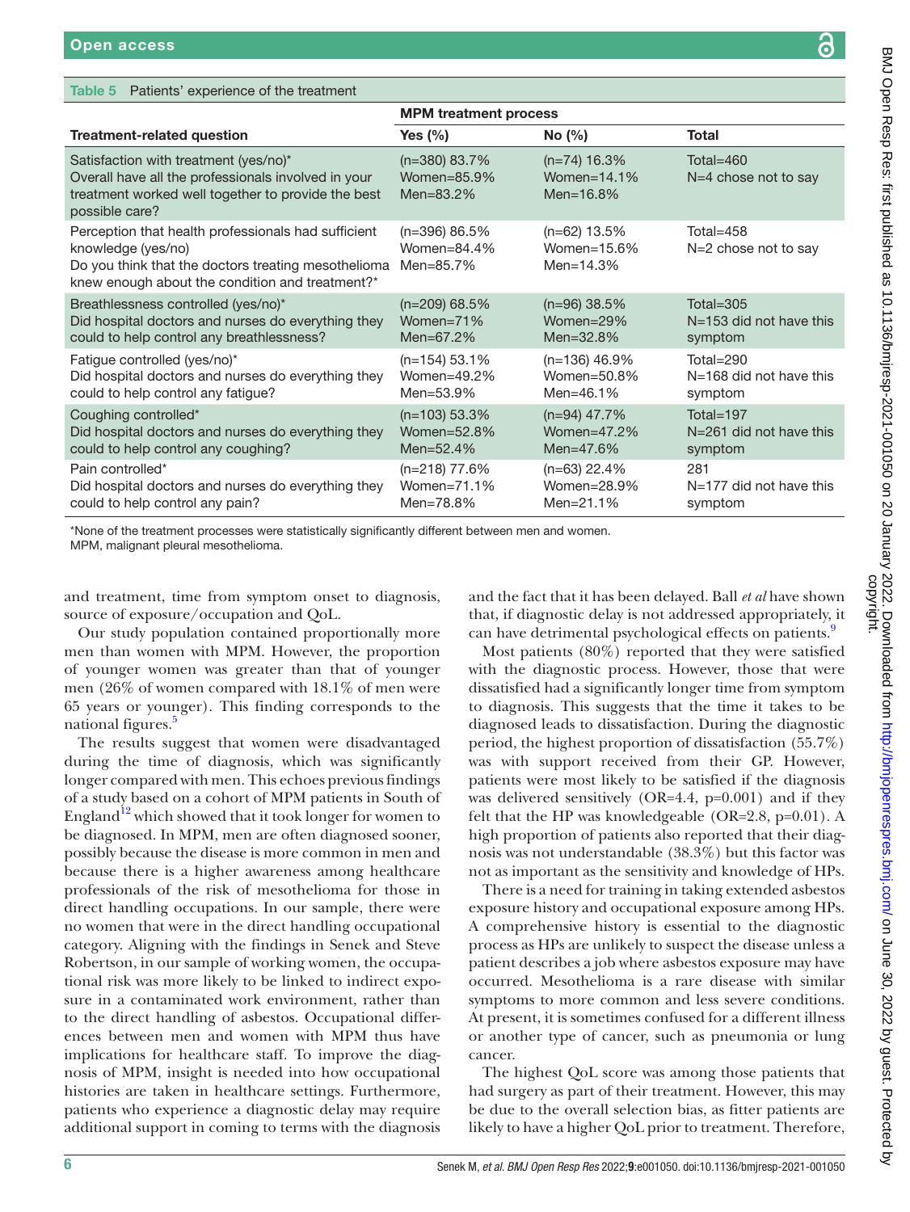Table 5 Patients' experience of the treatment

| Treatment-related question | MPM treatment process | | |
|---|---|---|---|
| | **Yes (%)** | **No (%)** | **Total** |
| Satisfaction with treatment (yes/no)* Overall have all the professionals involved in your treatment worked well together to provide the best possible care? | (n=380) 83.7% Women=85.9% Men=83.2% | (n=74) 16.3% Women=14.1% Men=16.8% | Total=460 N=4 chose not to say |
| Perception that health professionals had sufficient knowledge (yes/no) Do you think that the doctors treating mesothelioma knew enough about the condition and treatment?* | (n=396) 86.5% Women=84.4% Men=85.7% | (n=62) 13.5% Women=15.6% Men=14.3% | Total=458 N=2 chose not to say |
| Breathlessness controlled (yes/no)* Did hospital doctors and nurses do everything they could to help control any breathlessness? | (n=209) 68.5% Women=71% Men=67.2% | (n=96) 38.5% Women=29% Men=32.8% | Total=305 N=153 did not have this symptom |
| Fatigue controlled (yes/no)* Did hospital doctors and nurses do everything they could to help control any fatigue? | (n=154) 53.1% Women=49.2% Men=53.9% | (n=136) 46.9% Women=50.8% Men=46.1% | Total=290 N=168 did not have this symptom |
| Coughing controlled* Did hospital doctors and nurses do everything they could to help control any coughing? | (n=103) 53.3% Women=52.8% Men=52.4% | (n=94) 47.7% Women=47.2% Men=47.6% | Total=197 N=261 did not have this symptom |
| Pain controlled* Did hospital doctors and nurses do everything they could to help control any pain? | (n=218) 77.6% Women=71.1% Men=78.8% | (n=63) 22.4% Women=28.9% Men=21.1% | 281 N=177 did not have this symptom |

*None of the treatment processes were statistically significantly different between men and women.
MPM, malignant pleural mesothelioma.

and treatment, time from symptom onset to diagnosis, source of exposure/occupation and QoL.

Our study population contained proportionally more men than women with MPM. However, the proportion of younger women was greater than that of younger men (26% of women compared with 18.1% of men were 65 years or younger). This finding corresponds to the national figures.[5]

The results suggest that women were disadvantaged during the time of diagnosis, which was significantly longer compared with men. This echoes previous findings of a study based on a cohort of MPM patients in South of England[12] which showed that it took longer for women to be diagnosed. In MPM, men are often diagnosed sooner, possibly because the disease is more common in men and because there is a higher awareness among healthcare professionals of the risk of mesothelioma for those in direct handling occupations. In our sample, there were no women that were in the direct handling occupational category. Aligning with the findings in Senek and Steve Robertson, in our sample of working women, the occupational risk was more likely to be linked to indirect exposure in a contaminated work environment, rather than to the direct handling of asbestos. Occupational differences between men and women with MPM thus have implications for healthcare staff. To improve the diagnosis of MPM, insight is needed into how occupational histories are taken in healthcare settings. Furthermore, patients who experience a diagnostic delay may require additional support in coming to terms with the diagnosis and the fact that it has been delayed. Ball *et al* have shown that, if diagnostic delay is not addressed appropriately, it can have detrimental psychological effects on patients.[9]

Most patients (80%) reported that they were satisfied with the diagnostic process. However, those that were dissatisfied had a significantly longer time from symptom to diagnosis. This suggests that the time it takes to be diagnosed leads to dissatisfaction. During the diagnostic period, the highest proportion of dissatisfaction (55.7%) was with support received from their GP. However, patients were most likely to be satisfied if the diagnosis was delivered sensitively (OR=4.4, p=0.001) and if they felt that the HP was knowledgeable (OR=2.8, p=0.01). A high proportion of patients also reported that their diagnosis was not understandable (38.3%) but this factor was not as important as the sensitivity and knowledge of HPs.

There is a need for training in taking extended asbestos exposure history and occupational exposure among HPs. A comprehensive history is essential to the diagnostic process as HPs are unlikely to suspect the disease unless a patient describes a job where asbestos exposure may have occurred. Mesothelioma is a rare disease with similar symptoms to more common and less severe conditions. At present, it is sometimes confused for a different illness or another type of cancer, such as pneumonia or lung cancer.

The highest QoL score was among those patients that had surgery as part of their treatment. However, this may be due to the overall selection bias, as fitter patients are likely to have a higher QoL prior to treatment. Therefore,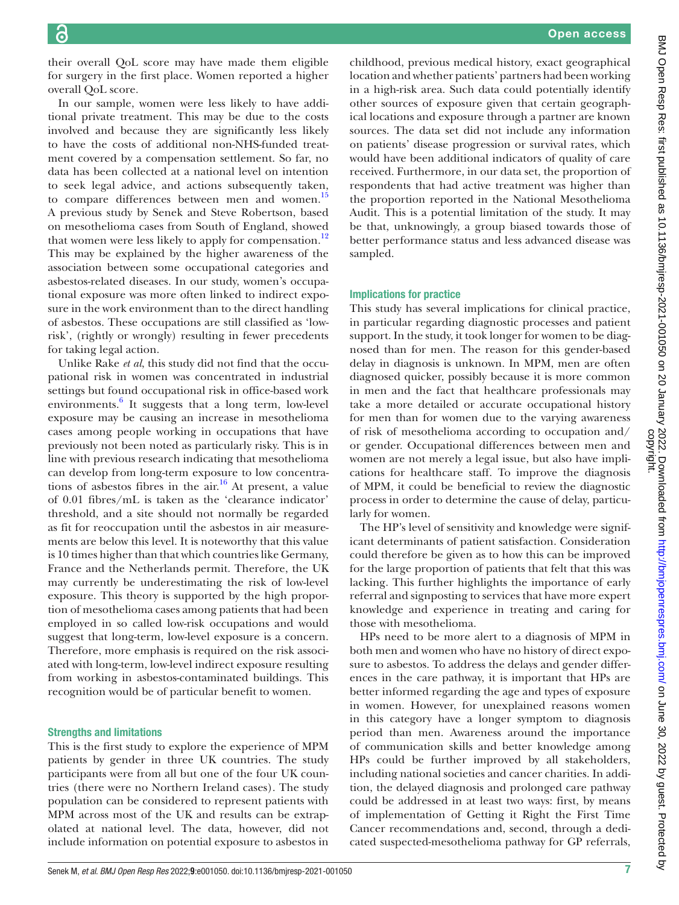their overall QoL score may have made them eligible for surgery in the first place. Women reported a higher overall QoL score.

In our sample, women were less likely to have additional private treatment. This may be due to the costs involved and because they are significantly less likely to have the costs of additional non-NHS-funded treatment covered by a compensation settlement. So far, no data has been collected at a national level on intention to seek legal advice, and actions subsequently taken, to compare differences between men and women.[15] A previous study by Senek and Steve Robertson, based on mesothelioma cases from South of England, showed that women were less likely to apply for compensation.[12] This may be explained by the higher awareness of the association between some occupational categories and asbestos-related diseases. In our study, women's occupational exposure was more often linked to indirect exposure in the work environment than to the direct handling of asbestos. These occupations are still classified as 'low-risk', (rightly or wrongly) resulting in fewer precedents for taking legal action.

Unlike Rake *et al*, this study did not find that the occupational risk in women was concentrated in industrial settings but found occupational risk in office-based work environments.[6] It suggests that a long term, low-level exposure may be causing an increase in mesothelioma cases among people working in occupations that have previously not been noted as particularly risky. This is in line with previous research indicating that mesothelioma can develop from long-term exposure to low concentrations of asbestos fibres in the air.[16] At present, a value of 0.01 fibres/mL is taken as the 'clearance indicator' threshold, and a site should not normally be regarded as fit for reoccupation until the asbestos in air measurements are below this level. It is noteworthy that this value is 10 times higher than that which countries like Germany, France and the Netherlands permit. Therefore, the UK may currently be underestimating the risk of low-level exposure. This theory is supported by the high proportion of mesothelioma cases among patients that had been employed in so called low-risk occupations and would suggest that long-term, low-level exposure is a concern. Therefore, more emphasis is required on the risk associated with long-term, low-level indirect exposure resulting from working in asbestos-contaminated buildings. This recognition would be of particular benefit to women.

## Strengths and limitations

This is the first study to explore the experience of MPM patients by gender in three UK countries. The study participants were from all but one of the four UK countries (there were no Northern Ireland cases). The study population can be considered to represent patients with MPM across most of the UK and results can be extrapolated at national level. The data, however, did not include information on potential exposure to asbestos in childhood, previous medical history, exact geographical location and whether patients' partners had been working in a high-risk area. Such data could potentially identify other sources of exposure given that certain geographical locations and exposure through a partner are known sources. The data set did not include any information on patients' disease progression or survival rates, which would have been additional indicators of quality of care received. Furthermore, in our data set, the proportion of respondents that had active treatment was higher than the proportion reported in the National Mesothelioma Audit. This is a potential limitation of the study. It may be that, unknowingly, a group biased towards those of better performance status and less advanced disease was sampled.

## Implications for practice

This study has several implications for clinical practice, in particular regarding diagnostic processes and patient support. In the study, it took longer for women to be diagnosed than for men. The reason for this gender-based delay in diagnosis is unknown. In MPM, men are often diagnosed quicker, possibly because it is more common in men and the fact that healthcare professionals may take a more detailed or accurate occupational history for men than for women due to the varying awareness of risk of mesothelioma according to occupation and/or gender. Occupational differences between men and women are not merely a legal issue, but also have implications for healthcare staff. To improve the diagnosis of MPM, it could be beneficial to review the diagnostic process in order to determine the cause of delay, particularly for women.

The HP's level of sensitivity and knowledge were significant determinants of patient satisfaction. Consideration could therefore be given as to how this can be improved for the large proportion of patients that felt that this was lacking. This further highlights the importance of early referral and signposting to services that have more expert knowledge and experience in treating and caring for those with mesothelioma.

HPs need to be more alert to a diagnosis of MPM in both men and women who have no history of direct exposure to asbestos. To address the delays and gender differences in the care pathway, it is important that HPs are better informed regarding the age and types of exposure in women. However, for unexplained reasons women in this category have a longer symptom to diagnosis period than men. Awareness around the importance of communication skills and better knowledge among HPs could be further improved by all stakeholders, including national societies and cancer charities. In addition, the delayed diagnosis and prolonged care pathway could be addressed in at least two ways: first, by means of implementation of Getting it Right the First Time Cancer recommendations and, second, through a dedicated suspected-mesothelioma pathway for GP referrals,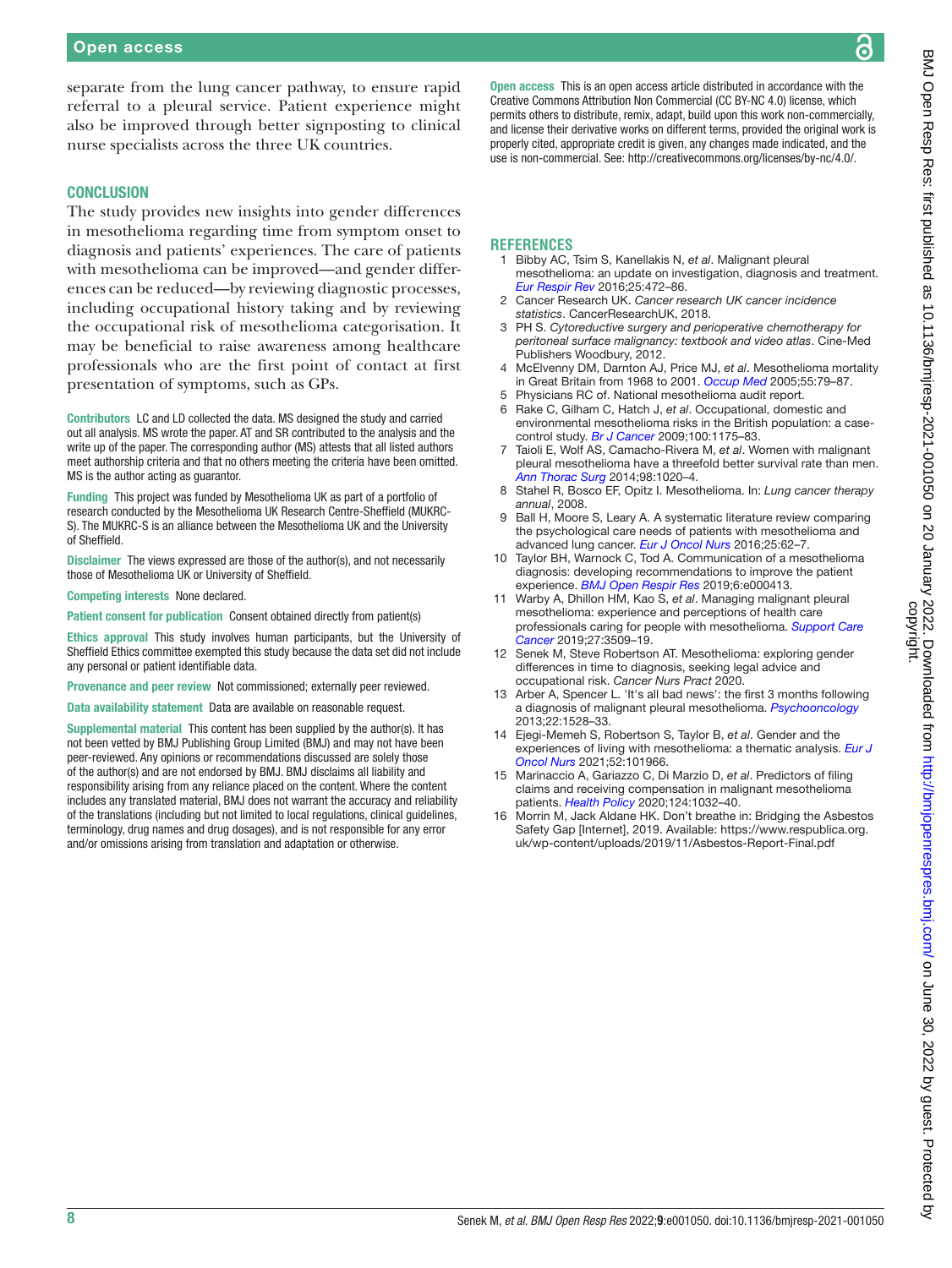separate from the lung cancer pathway, to ensure rapid referral to a pleural service. Patient experience might also be improved through better signposting to clinical nurse specialists across the three UK countries.

## CONCLUSION

The study provides new insights into gender differences in mesothelioma regarding time from symptom onset to diagnosis and patients' experiences. The care of patients with mesothelioma can be improved—and gender differences can be reduced—by reviewing diagnostic processes, including occupational history taking and by reviewing the occupational risk of mesothelioma categorisation. It may be beneficial to raise awareness among healthcare professionals who are the first point of contact at first presentation of symptoms, such as GPs.

**Contributors** LC and LD collected the data. MS designed the study and carried out all analysis. MS wrote the paper. AT and SR contributed to the analysis and the write up of the paper. The corresponding author (MS) attests that all listed authors meet authorship criteria and that no others meeting the criteria have been omitted. MS is the author acting as guarantor.

**Funding** This project was funded by Mesothelioma UK as part of a portfolio of research conducted by the Mesothelioma UK Research Centre-Sheffield (MUKRC-S). The MUKRC-S is an alliance between the Mesothelioma UK and the University of Sheffield.

**Disclaimer** The views expressed are those of the author(s), and not necessarily those of Mesothelioma UK or University of Sheffield.

**Competing interests** None declared.

**Patient consent for publication** Consent obtained directly from patient(s)

**Ethics approval** This study involves human participants, but the University of Sheffield Ethics committee exempted this study because the data set did not include any personal or patient identifiable data.

**Provenance and peer review** Not commissioned; externally peer reviewed.

**Data availability statement** Data are available on reasonable request.

**Supplemental material** This content has been supplied by the author(s). It has not been vetted by BMJ Publishing Group Limited (BMJ) and may not have been peer-reviewed. Any opinions or recommendations discussed are solely those of the author(s) and are not endorsed by BMJ. BMJ disclaims all liability and responsibility arising from any reliance placed on the content. Where the content includes any translated material, BMJ does not warrant the accuracy and reliability of the translations (including but not limited to local regulations, clinical guidelines, terminology, drug names and drug dosages), and is not responsible for any error and/or omissions arising from translation and adaptation or otherwise.

**Open access** This is an open access article distributed in accordance with the Creative Commons Attribution Non Commercial (CC BY-NC 4.0) license, which permits others to distribute, remix, adapt, build upon this work non-commercially, and license their derivative works on different terms, provided the original work is properly cited, appropriate credit is given, any changes made indicated, and the use is non-commercial. See: http://creativecommons.org/licenses/by-nc/4.0/.

## REFERENCES

1. Bibby AC, Tsim S, Kanellakis N, *et al*. Malignant pleural mesothelioma: an update on investigation, diagnosis and treatment. *Eur Respir Rev* 2016;25:472–86.
2. Cancer Research UK. *Cancer research UK cancer incidence statistics*. CancerResearchUK, 2018.
3. PH S. *Cytoreductive surgery and perioperative chemotherapy for peritoneal surface malignancy: textbook and video atlas*. Cine-Med Publishers Woodbury, 2012.
4. McElvenny DM, Darnton AJ, Price MJ, *et al*. Mesothelioma mortality in Great Britain from 1968 to 2001. *Occup Med* 2005;55:79–87.
5. Physicians RC of. National mesothelioma audit report.
6. Rake C, Gilham C, Hatch J, *et al*. Occupational, domestic and environmental mesothelioma risks in the British population: a case-control study. *Br J Cancer* 2009;100:1175–83.
7. Taioli E, Wolf AS, Camacho-Rivera M, *et al*. Women with malignant pleural mesothelioma have a threefold better survival rate than men. *Ann Thorac Surg* 2014;98:1020–4.
8. Stahel R, Bosco EF, Opitz I. Mesothelioma. In: *Lung cancer therapy annual*, 2008.
9. Ball H, Moore S, Leary A. A systematic literature review comparing the psychological care needs of patients with mesothelioma and advanced lung cancer. *Eur J Oncol Nurs* 2016;25:62–7.
10. Taylor BH, Warnock C, Tod A. Communication of a mesothelioma diagnosis: developing recommendations to improve the patient experience. *BMJ Open Respir Res* 2019;6:e000413.
11. Warby A, Dhillon HM, Kao S, *et al*. Managing malignant pleural mesothelioma: experience and perceptions of health care professionals caring for people with mesothelioma. *Support Care Cancer* 2019;27:3509–19.
12. Senek M, Steve Robertson AT. Mesothelioma: exploring gender differences in time to diagnosis, seeking legal advice and occupational risk. *Cancer Nurs Pract* 2020.
13. Arber A, Spencer L. 'It's all bad news': the first 3 months following a diagnosis of malignant pleural mesothelioma. *Psychooncology* 2013;22:1528–33.
14. Ejegi-Memeh S, Robertson S, Taylor B, *et al*. Gender and the experiences of living with mesothelioma: a thematic analysis. *Eur J Oncol Nurs* 2021;52:101966.
15. Marinaccio A, Gariazzo C, Di Marzio D, *et al*. Predictors of filing claims and receiving compensation in malignant mesothelioma patients. *Health Policy* 2020;124:1032–40.
16. Morrin M, Jack Aldane HK. Don't breathe in: Bridging the Asbestos Safety Gap [Internet], 2019. Available: https://www.respublica.org.uk/wp-content/uploads/2019/11/Asbestos-Report-Final.pdf